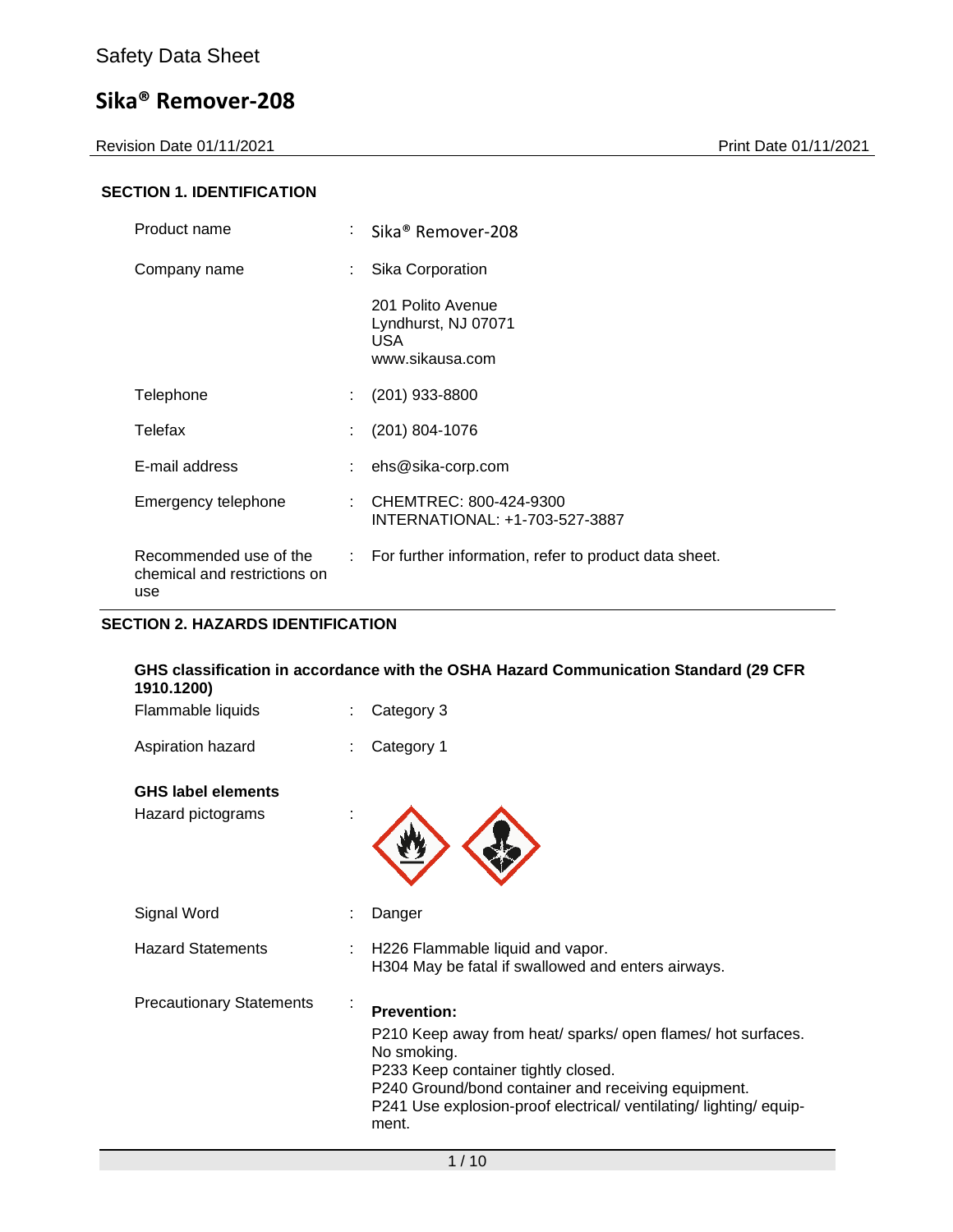Safety Data Sheet

# Sika® Remover-208

Revision Date 01/11/2021 Print Date 01/11/2021

## SECTION 1. IDENTIFICATION

| | | |
|---|---|---|
| Product name | : | Sika® Remover-208 |
| Company name | : | Sika Corporation<br>201 Polito Avenue<br>Lyndhurst, NJ 07071<br>USA<br>www.sikausa.com |
| Telephone | : | (201) 933-8800 |
| Telefax | : | (201) 804-1076 |
| E-mail address | : | ehs@sika-corp.com |
| Emergency telephone | : | CHEMTREC: 800-424-9300<br>INTERNATIONAL: +1-703-527-3887 |
| Recommended use of the chemical and restrictions on use | : | For further information, refer to product data sheet. |

## SECTION 2. HAZARDS IDENTIFICATION

**GHS classification in accordance with the OSHA Hazard Communication Standard (29 CFR 1910.1200)**

| | | |
|---|---|---|
| Flammable liquids | : | Category 3 |
| Aspiration hazard | : | Category 1 |

**GHS label elements**

Hazard pictograms :

| | | |
|---|---|---|
| Signal Word | : | Danger |
| Hazard Statements | : | H226 Flammable liquid and vapor.<br>H304 May be fatal if swallowed and enters airways. |
| Precautionary Statements | : | **Prevention:**<br>P210 Keep away from heat/ sparks/ open flames/ hot surfaces. No smoking.<br>P233 Keep container tightly closed.<br>P240 Ground/bond container and receiving equipment.<br>P241 Use explosion-proof electrical/ ventilating/ lighting/ equipment. |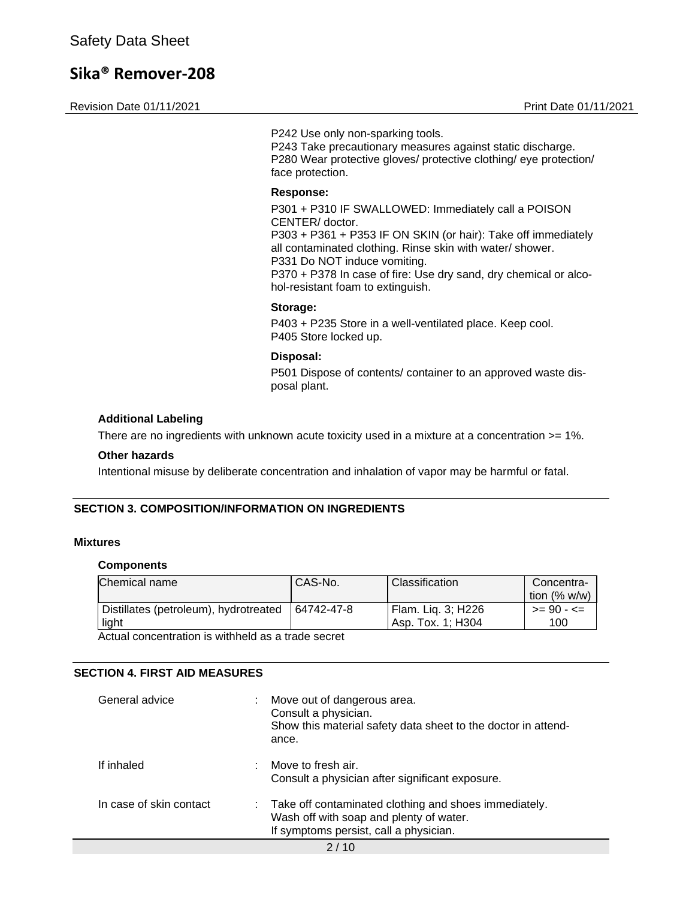P242 Use only non-sparking tools.
P243 Take precautionary measures against static discharge.
P280 Wear protective gloves/ protective clothing/ eye protection/ face protection.

**Response:**

P301 + P310 IF SWALLOWED: Immediately call a POISON CENTER/ doctor.
P303 + P361 + P353 IF ON SKIN (or hair): Take off immediately all contaminated clothing. Rinse skin with water/ shower.
P331 Do NOT induce vomiting.
P370 + P378 In case of fire: Use dry sand, dry chemical or alcohol-resistant foam to extinguish.

**Storage:**

P403 + P235 Store in a well-ventilated place. Keep cool.
P405 Store locked up.

**Disposal:**

P501 Dispose of contents/ container to an approved waste disposal plant.

**Additional Labeling**

There are no ingredients with unknown acute toxicity used in a mixture at a concentration >= 1%.

**Other hazards**

Intentional misuse by deliberate concentration and inhalation of vapor may be harmful or fatal.

## SECTION 3. COMPOSITION/INFORMATION ON INGREDIENTS

**Mixtures**

**Components**

| Chemical name | CAS-No. | Classification | Concentration (% w/w) |
|---|---|---|---|
| Distillates (petroleum), hydrotreated light | 64742-47-8 | Flam. Liq. 3; H226<br>Asp. Tox. 1; H304 | >= 90 - <= 100 |

Actual concentration is withheld as a trade secret

## SECTION 4. FIRST AID MEASURES

General advice : Move out of dangerous area.
Consult a physician.
Show this material safety data sheet to the doctor in attendance.

If inhaled : Move to fresh air.
Consult a physician after significant exposure.

In case of skin contact : Take off contaminated clothing and shoes immediately.
Wash off with soap and plenty of water.
If symptoms persist, call a physician.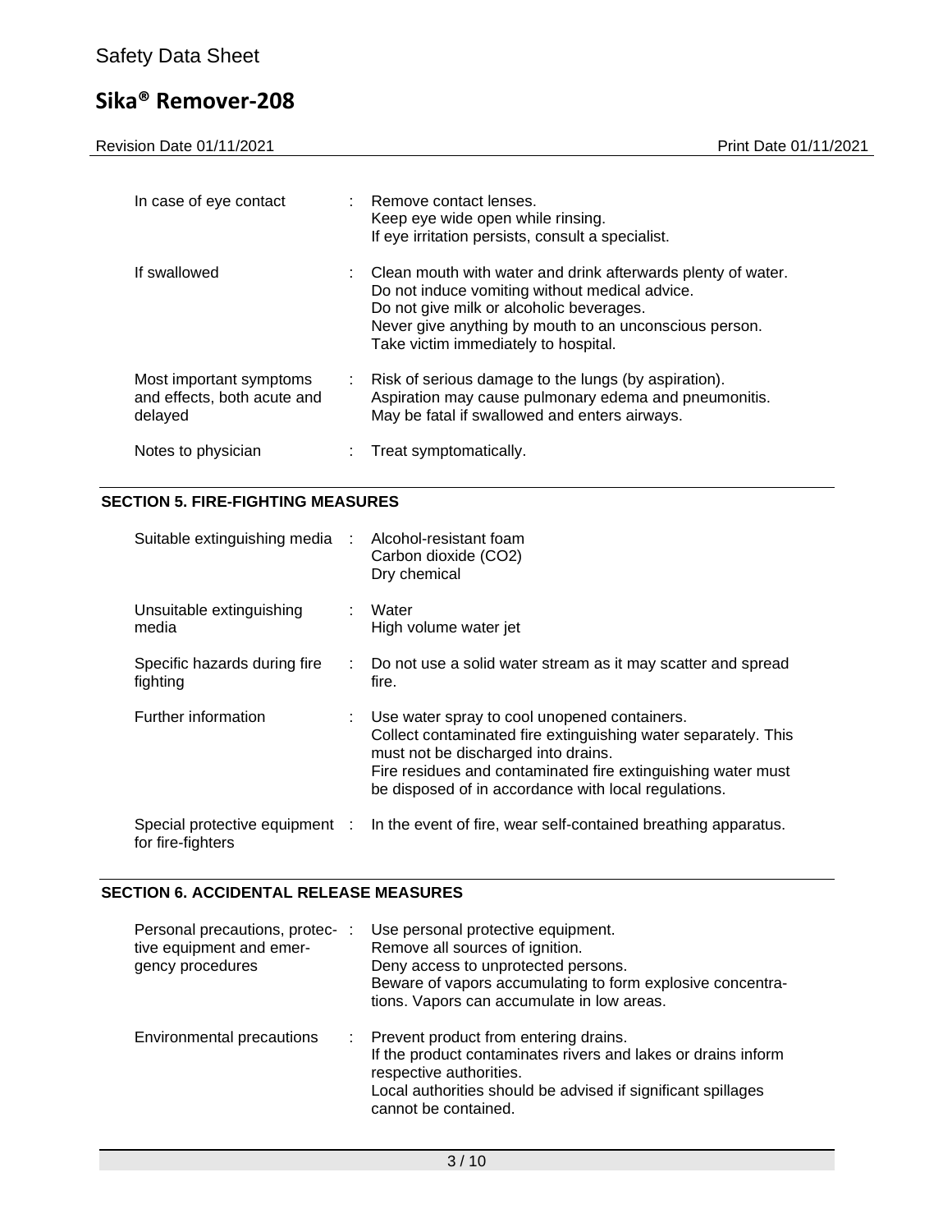| | |
|---|---|
| In case of eye contact | : Remove contact lenses.<br>Keep eye wide open while rinsing.<br>If eye irritation persists, consult a specialist. |
| If swallowed | : Clean mouth with water and drink afterwards plenty of water.<br>Do not induce vomiting without medical advice.<br>Do not give milk or alcoholic beverages.<br>Never give anything by mouth to an unconscious person.<br>Take victim immediately to hospital. |
| Most important symptoms and effects, both acute and delayed | : Risk of serious damage to the lungs (by aspiration).<br>Aspiration may cause pulmonary edema and pneumonitis.<br>May be fatal if swallowed and enters airways. |
| Notes to physician | : Treat symptomatically. |

## SECTION 5. FIRE-FIGHTING MEASURES

| | |
|---|---|
| Suitable extinguishing media | : Alcohol-resistant foam<br>Carbon dioxide ($CO_2$)<br>Dry chemical |
| Unsuitable extinguishing media | : Water<br>High volume water jet |
| Specific hazards during fire fighting | : Do not use a solid water stream as it may scatter and spread fire. |
| Further information | : Use water spray to cool unopened containers.<br>Collect contaminated fire extinguishing water separately. This must not be discharged into drains.<br>Fire residues and contaminated fire extinguishing water must be disposed of in accordance with local regulations. |
| Special protective equipment for fire-fighters | : In the event of fire, wear self-contained breathing apparatus. |

## SECTION 6. ACCIDENTAL RELEASE MEASURES

| | |
|---|---|
| Personal precautions, protective equipment and emergency procedures | : Use personal protective equipment.<br>Remove all sources of ignition.<br>Deny access to unprotected persons.<br>Beware of vapors accumulating to form explosive concentrations. Vapors can accumulate in low areas. |
| Environmental precautions | : Prevent product from entering drains.<br>If the product contaminates rivers and lakes or drains inform respective authorities.<br>Local authorities should be advised if significant spillages cannot be contained. |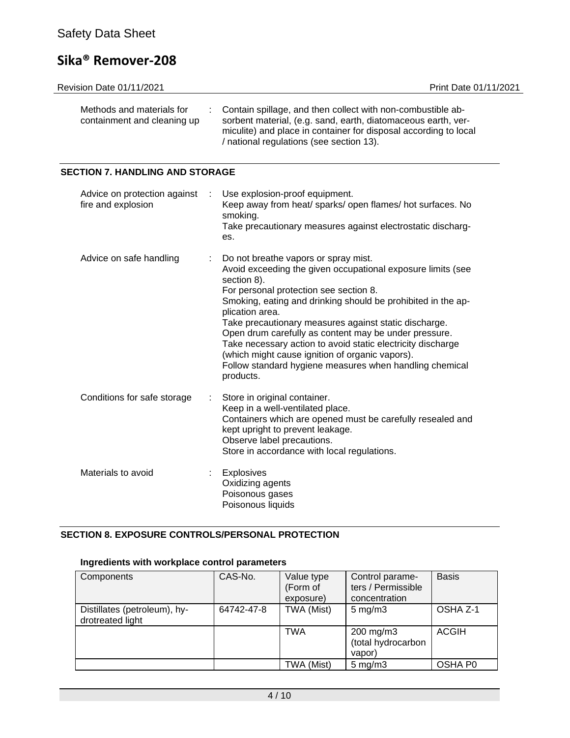| | | |
|---|---|---|
| Methods and materials for containment and cleaning up | : | Contain spillage, and then collect with non-combustible absorbent material, (e.g. sand, earth, diatomaceous earth, vermiculite) and place in container for disposal according to local / national regulations (see section 13). |

## SECTION 7. HANDLING AND STORAGE

| | | |
|---|---|---|
| Advice on protection against fire and explosion | : | Use explosion-proof equipment.<br>Keep away from heat/ sparks/ open flames/ hot surfaces. No smoking.<br>Take precautionary measures against electrostatic discharges. |
| Advice on safe handling | : | Do not breathe vapors or spray mist.<br>Avoid exceeding the given occupational exposure limits (see section 8).<br>For personal protection see section 8.<br>Smoking, eating and drinking should be prohibited in the application area.<br>Take precautionary measures against static discharge.<br>Open drum carefully as content may be under pressure.<br>Take necessary action to avoid static electricity discharge (which might cause ignition of organic vapors).<br>Follow standard hygiene measures when handling chemical products. |
| Conditions for safe storage | : | Store in original container.<br>Keep in a well-ventilated place.<br>Containers which are opened must be carefully resealed and kept upright to prevent leakage.<br>Observe label precautions.<br>Store in accordance with local regulations. |
| Materials to avoid | : | Explosives<br>Oxidizing agents<br>Poisonous gases<br>Poisonous liquids |

## SECTION 8. EXPOSURE CONTROLS/PERSONAL PROTECTION

### Ingredients with workplace control parameters

| Components | CAS-No. | Value type (Form of exposure) | Control parameters / Permissible concentration | Basis |
|---|---|---|---|---|
| Distillates (petroleum), hydrotreated light | 64742-47-8 | TWA (Mist) | 5 mg/m3 | OSHA Z-1 |
| | | TWA | 200 mg/m3 (total hydrocarbon vapor) | ACGIH |
| | | TWA (Mist) | 5 mg/m3 | OSHA P0 |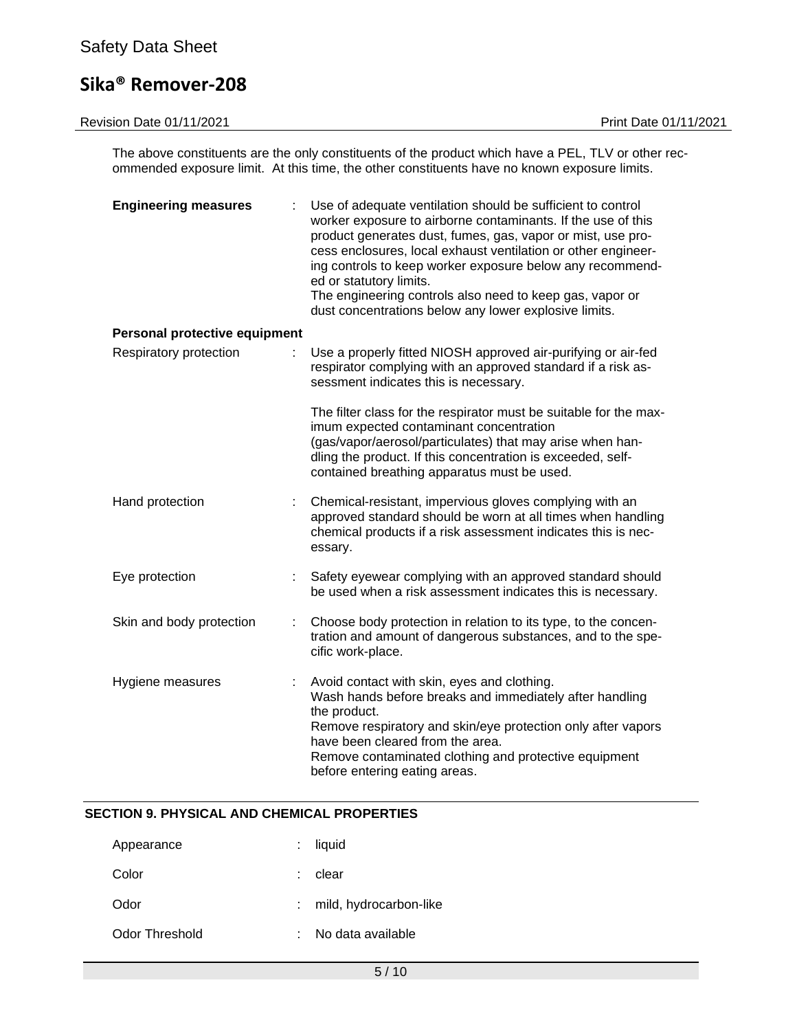The above constituents are the only constituents of the product which have a PEL, TLV or other recommended exposure limit. At this time, the other constituents have no known exposure limits.

**Engineering measures** : Use of adequate ventilation should be sufficient to control worker exposure to airborne contaminants. If the use of this product generates dust, fumes, gas, vapor or mist, use process enclosures, local exhaust ventilation or other engineering controls to keep worker exposure below any recommended or statutory limits.
The engineering controls also need to keep gas, vapor or dust concentrations below any lower explosive limits.

**Personal protective equipment**

Respiratory protection : Use a properly fitted NIOSH approved air-purifying or air-fed respirator complying with an approved standard if a risk assessment indicates this is necessary.

The filter class for the respirator must be suitable for the maximum expected contaminant concentration (gas/vapor/aerosol/particulates) that may arise when handling the product. If this concentration is exceeded, self-contained breathing apparatus must be used.

Hand protection : Chemical-resistant, impervious gloves complying with an approved standard should be worn at all times when handling chemical products if a risk assessment indicates this is necessary.

Eye protection : Safety eyewear complying with an approved standard should be used when a risk assessment indicates this is necessary.

Skin and body protection : Choose body protection in relation to its type, to the concentration and amount of dangerous substances, and to the specific work-place.

Hygiene measures : Avoid contact with skin, eyes and clothing.
Wash hands before breaks and immediately after handling the product.
Remove respiratory and skin/eye protection only after vapors have been cleared from the area.
Remove contaminated clothing and protective equipment before entering eating areas.

## SECTION 9. PHYSICAL AND CHEMICAL PROPERTIES

Appearance : liquid

Color : clear

Odor : mild, hydrocarbon-like

Odor Threshold : No data available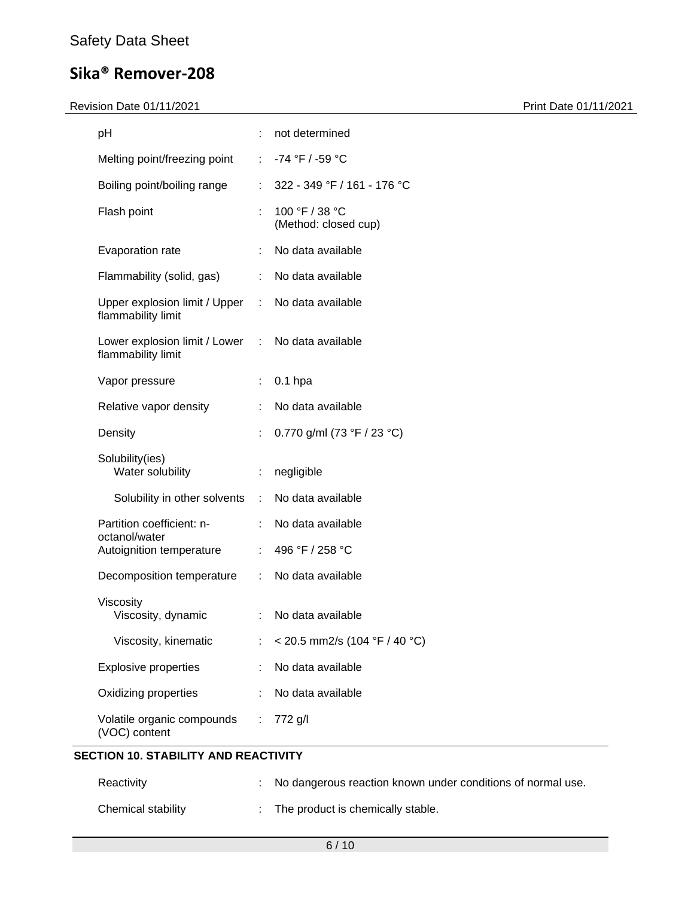| | | |
|---|---|---|
| pH | : | not determined |
| Melting point/freezing point | : | -74 °F / -59 °C |
| Boiling point/boiling range | : | 322 - 349 °F / 161 - 176 °C |
| Flash point | : | 100 °F / 38 °C (Method: closed cup) |
| Evaporation rate | : | No data available |
| Flammability (solid, gas) | : | No data available |
| Upper explosion limit / Upper flammability limit | : | No data available |
| Lower explosion limit / Lower flammability limit | : | No data available |
| Vapor pressure | : | 0.1 hpa |
| Relative vapor density | : | No data available |
| Density | : | 0.770 g/ml (73 °F / 23 °C) |
| Solubility(ies) Water solubility | : | negligible |
| Solubility in other solvents | : | No data available |
| Partition coefficient: n-octanol/water | : | No data available |
| Autoignition temperature | : | 496 °F / 258 °C |
| Decomposition temperature | : | No data available |
| Viscosity Viscosity, dynamic | : | No data available |
| Viscosity, kinematic | : | < 20.5 mm2/s (104 °F / 40 °C) |
| Explosive properties | : | No data available |
| Oxidizing properties | : | No data available |
| Volatile organic compounds (VOC) content | : | 772 g/l |

## SECTION 10. STABILITY AND REACTIVITY

| | | |
|---|---|---|
| Reactivity | : | No dangerous reaction known under conditions of normal use. |
| Chemical stability | : | The product is chemically stable. |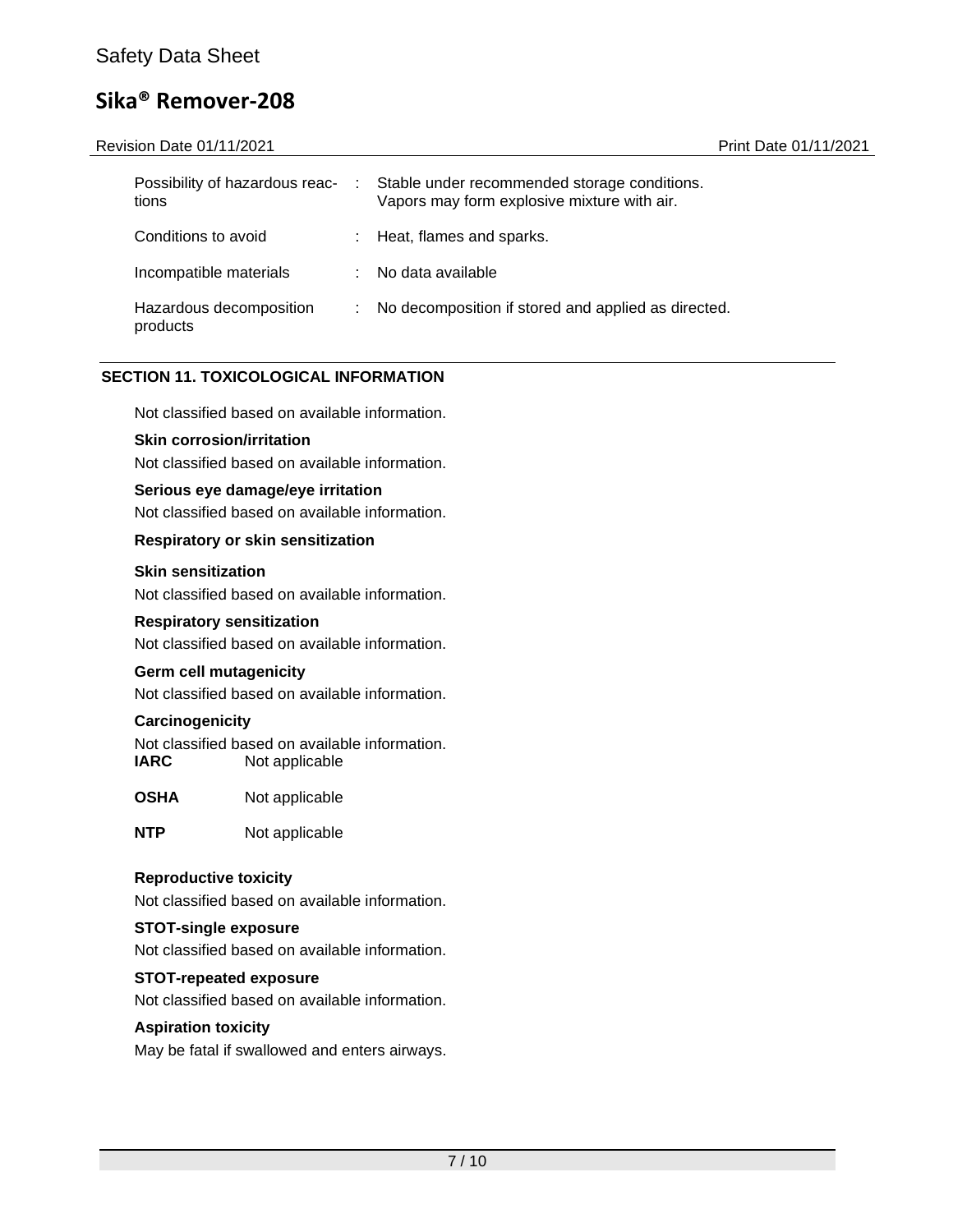| | | |
|---|---|---|
| Possibility of hazardous reactions | : | Stable under recommended storage conditions. Vapors may form explosive mixture with air. |
| Conditions to avoid | : | Heat, flames and sparks. |
| Incompatible materials | : | No data available |
| Hazardous decomposition products | : | No decomposition if stored and applied as directed. |

## SECTION 11. TOXICOLOGICAL INFORMATION

Not classified based on available information.

**Skin corrosion/irritation**

Not classified based on available information.

**Serious eye damage/eye irritation**

Not classified based on available information.

**Respiratory or skin sensitization**

**Skin sensitization**

Not classified based on available information.

**Respiratory sensitization**

Not classified based on available information.

**Germ cell mutagenicity**

Not classified based on available information.

**Carcinogenicity**

Not classified based on available information.

| | |
|---|---|
| **IARC** | Not applicable |
| **OSHA** | Not applicable |
| **NTP** | Not applicable |

**Reproductive toxicity**

Not classified based on available information.

**STOT-single exposure**

Not classified based on available information.

**STOT-repeated exposure**

Not classified based on available information.

**Aspiration toxicity**

May be fatal if swallowed and enters airways.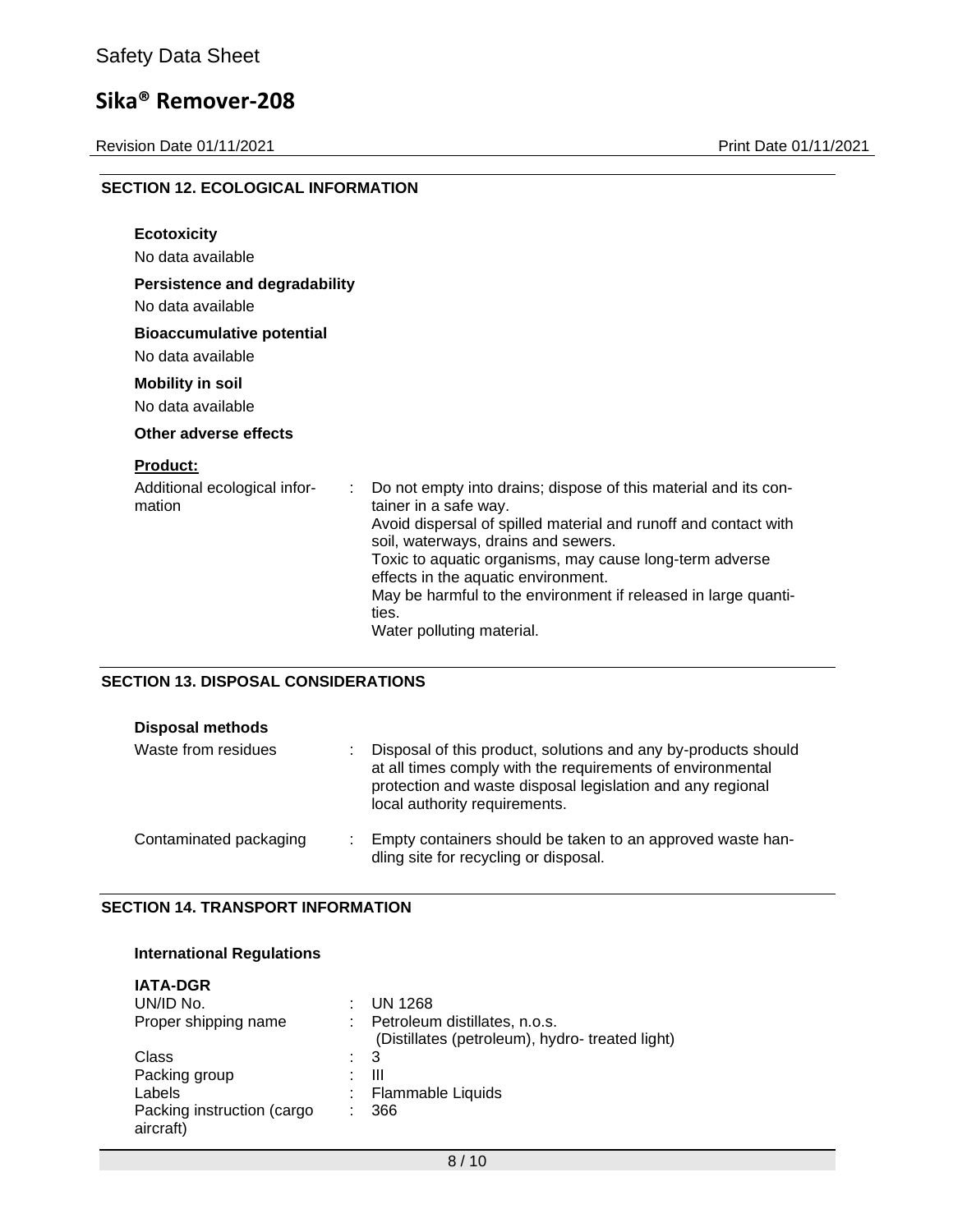## SECTION 12. ECOLOGICAL INFORMATION

**Ecotoxicity**

No data available

**Persistence and degradability**

No data available

**Bioaccumulative potential**

No data available

**Mobility in soil**

No data available

**Other adverse effects**

**Product:**

| | | |
|---|---|---|
| Additional ecological information | : | Do not empty into drains; dispose of this material and its container in a safe way.<br>Avoid dispersal of spilled material and runoff and contact with soil, waterways, drains and sewers.<br>Toxic to aquatic organisms, may cause long-term adverse effects in the aquatic environment.<br>May be harmful to the environment if released in large quantities.<br>Water polluting material. |

## SECTION 13. DISPOSAL CONSIDERATIONS

**Disposal methods**

| | | |
|---|---|---|
| Waste from residues | : | Disposal of this product, solutions and any by-products should at all times comply with the requirements of environmental protection and waste disposal legislation and any regional local authority requirements. |
| Contaminated packaging | : | Empty containers should be taken to an approved waste handling site for recycling or disposal. |

## SECTION 14. TRANSPORT INFORMATION

**International Regulations**

**IATA-DGR**

| | | |
|---|---|---|
| UN/ID No. | : | UN 1268 |
| Proper shipping name | : | Petroleum distillates, n.o.s.<br>(Distillates (petroleum), hydro- treated light) |
| Class | : | 3 |
| Packing group | : | III |
| Labels | : | Flammable Liquids |
| Packing instruction (cargo aircraft) | : | 366 |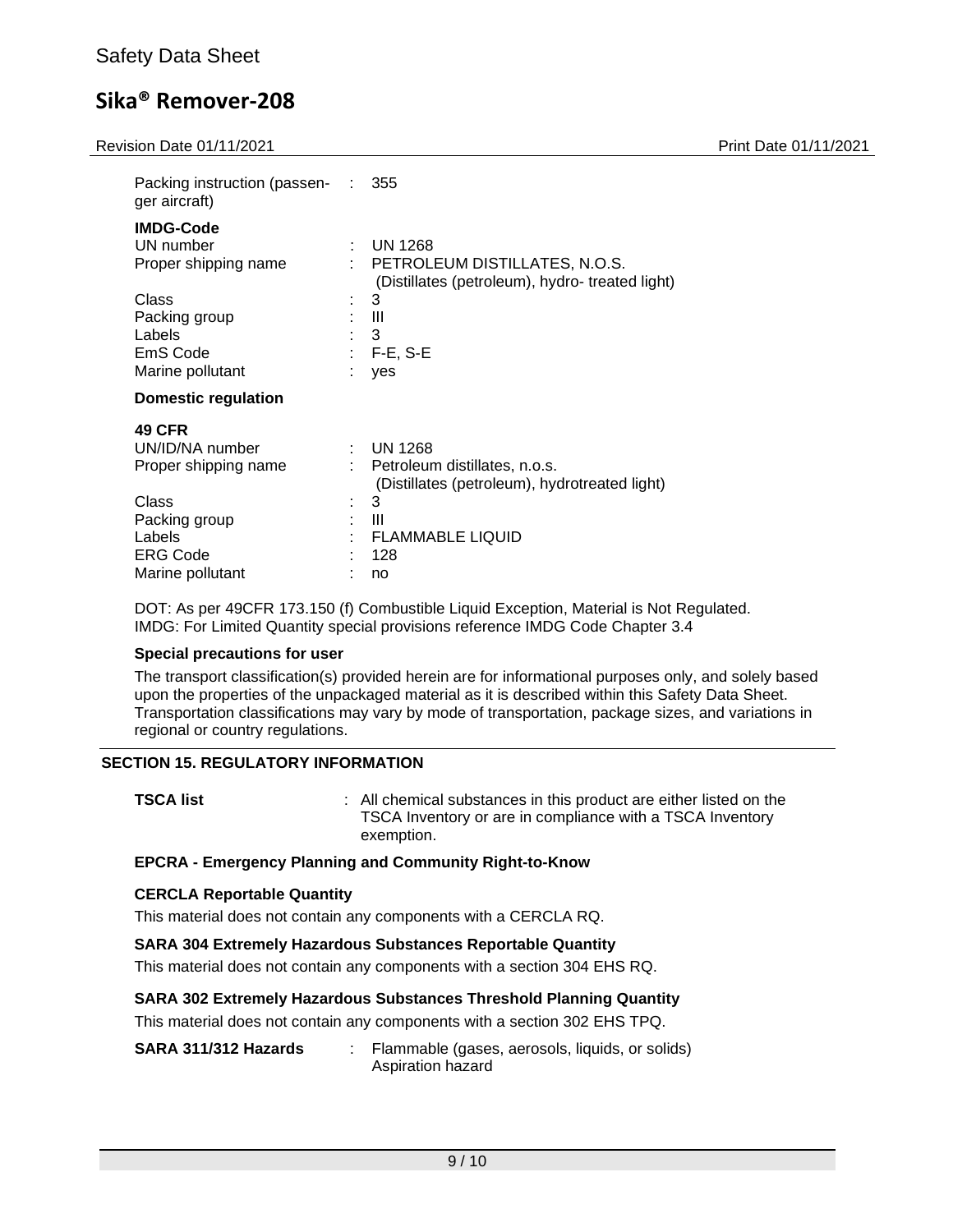| | | |
|---|---|---|
| Packing instruction (passenger aircraft) | : | 355 |

**IMDG-Code**

| | | |
|---|---|---|
| UN number | : | UN 1268 |
| Proper shipping name | : | PETROLEUM DISTILLATES, N.O.S. (Distillates (petroleum), hydro- treated light) |
| Class | : | 3 |
| Packing group | : | III |
| Labels | : | 3 |
| EmS Code | : | F-E, S-E |
| Marine pollutant | : | yes |

**Domestic regulation**

**49 CFR**

| | | |
|---|---|---|
| UN/ID/NA number | : | UN 1268 |
| Proper shipping name | : | Petroleum distillates, n.o.s. (Distillates (petroleum), hydrotreated light) |
| Class | : | 3 |
| Packing group | : | III |
| Labels | : | FLAMMABLE LIQUID |
| ERG Code | : | 128 |
| Marine pollutant | : | no |

DOT: As per 49CFR 173.150 (f) Combustible Liquid Exception, Material is Not Regulated.
IMDG: For Limited Quantity special provisions reference IMDG Code Chapter 3.4

**Special precautions for user**

The transport classification(s) provided herein are for informational purposes only, and solely based upon the properties of the unpackaged material as it is described within this Safety Data Sheet. Transportation classifications may vary by mode of transportation, package sizes, and variations in regional or country regulations.

## SECTION 15. REGULATORY INFORMATION

**TSCA list** : All chemical substances in this product are either listed on the TSCA Inventory or are in compliance with a TSCA Inventory exemption.

**EPCRA - Emergency Planning and Community Right-to-Know**

**CERCLA Reportable Quantity**

This material does not contain any components with a CERCLA RQ.

**SARA 304 Extremely Hazardous Substances Reportable Quantity**

This material does not contain any components with a section 304 EHS RQ.

**SARA 302 Extremely Hazardous Substances Threshold Planning Quantity**

This material does not contain any components with a section 302 EHS TPQ.

**SARA 311/312 Hazards** : Flammable (gases, aerosols, liquids, or solids)
Aspiration hazard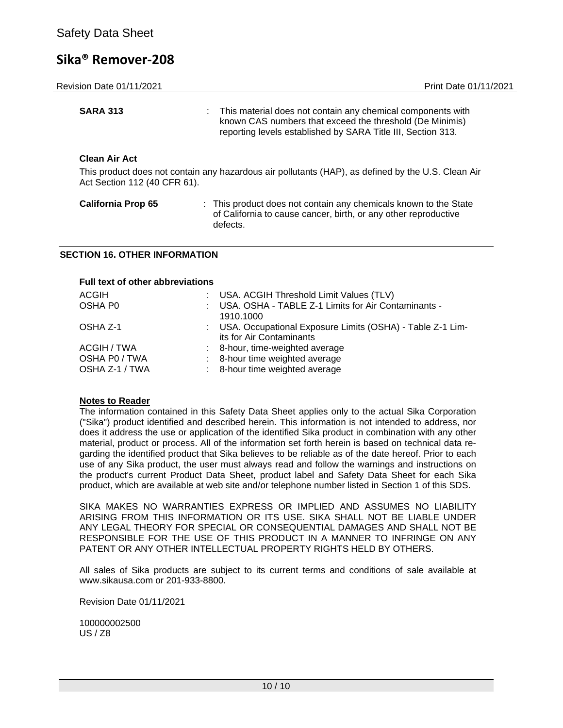**SARA 313** : This material does not contain any chemical components with known CAS numbers that exceed the threshold (De Minimis) reporting levels established by SARA Title III, Section 313.

**Clean Air Act**

This product does not contain any hazardous air pollutants (HAP), as defined by the U.S. Clean Air Act Section 112 (40 CFR 61).

**California Prop 65** : This product does not contain any chemicals known to the State of California to cause cancer, birth, or any other reproductive defects.

## SECTION 16. OTHER INFORMATION

**Full text of other abbreviations**

| | |
|---|---|
| ACGIH | : USA. ACGIH Threshold Limit Values (TLV) |
| OSHA P0 | : USA. OSHA - TABLE Z-1 Limits for Air Contaminants - 1910.1000 |
| OSHA Z-1 | : USA. Occupational Exposure Limits (OSHA) - Table Z-1 Limits for Air Contaminants |
| ACGIH / TWA | : 8-hour, time-weighted average |
| OSHA P0 / TWA | : 8-hour time weighted average |
| OSHA Z-1 / TWA | : 8-hour time weighted average |

**Notes to Reader**

The information contained in this Safety Data Sheet applies only to the actual Sika Corporation ("Sika") product identified and described herein. This information is not intended to address, nor does it address the use or application of the identified Sika product in combination with any other material, product or process. All of the information set forth herein is based on technical data regarding the identified product that Sika believes to be reliable as of the date hereof. Prior to each use of any Sika product, the user must always read and follow the warnings and instructions on the product's current Product Data Sheet, product label and Safety Data Sheet for each Sika product, which are available at web site and/or telephone number listed in Section 1 of this SDS.

SIKA MAKES NO WARRANTIES EXPRESS OR IMPLIED AND ASSUMES NO LIABILITY ARISING FROM THIS INFORMATION OR ITS USE. SIKA SHALL NOT BE LIABLE UNDER ANY LEGAL THEORY FOR SPECIAL OR CONSEQUENTIAL DAMAGES AND SHALL NOT BE RESPONSIBLE FOR THE USE OF THIS PRODUCT IN A MANNER TO INFRINGE ON ANY PATENT OR ANY OTHER INTELLECTUAL PROPERTY RIGHTS HELD BY OTHERS.

All sales of Sika products are subject to its current terms and conditions of sale available at www.sikausa.com or 201-933-8800.

Revision Date 01/11/2021

100000002500
US / Z8